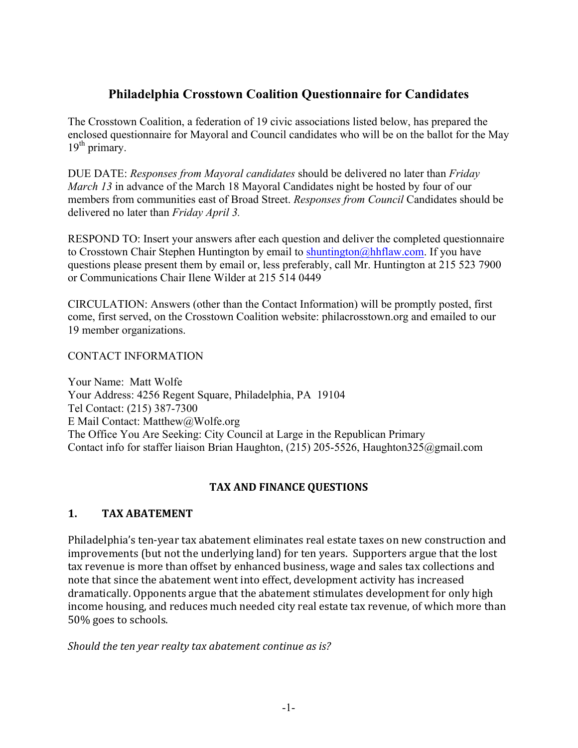# Philadelphia Crosstown Coalition Questionnaire for Candidates

The Crosstown Coalition, a federation of 19 civic associations listed below, has prepared the enclosed questionnaire for Mayoral and Council candidates who will be on the ballot for the May 19th primary.

DUE DATE: *Responses from Mayoral candidates* should be delivered no later than *Friday March 13* in advance of the March 18 Mayoral Candidates night be hosted by four of our members from communities east of Broad Street. *Responses from Council* Candidates should be delivered no later than *Friday April 3.*

RESPOND TO: Insert your answers after each question and deliver the completed questionnaire to Crosstown Chair Stephen Huntington by email to shuntington@hhflaw.com. If you have questions please present them by email or, less preferably, call Mr. Huntington at 215 523 7900 or Communications Chair Ilene Wilder at 215 514 0449

CIRCULATION: Answers (other than the Contact Information) will be promptly posted, first come, first served, on the Crosstown Coalition website: philacrosstown.org and emailed to our 19 member organizations.

CONTACT INFORMATION

Your Name: Matt Wolfe
Your Address: 4256 Regent Square, Philadelphia, PA 19104
Tel Contact: (215) 387-7300
E Mail Contact: Matthew@Wolfe.org
The Office You Are Seeking: City Council at Large in the Republican Primary
Contact info for staffer liaison Brian Haughton, (215) 205-5526, Haughton325@gmail.com

## TAX AND FINANCE QUESTIONS

### 1. TAX ABATEMENT

Philadelphia's ten-year tax abatement eliminates real estate taxes on new construction and improvements (but not the underlying land) for ten years. Supporters argue that the lost tax revenue is more than offset by enhanced business, wage and sales tax collections and note that since the abatement went into effect, development activity has increased dramatically. Opponents argue that the abatement stimulates development for only high income housing, and reduces much needed city real estate tax revenue, of which more than 50% goes to schools.

*Should the ten year realty tax abatement continue as is?*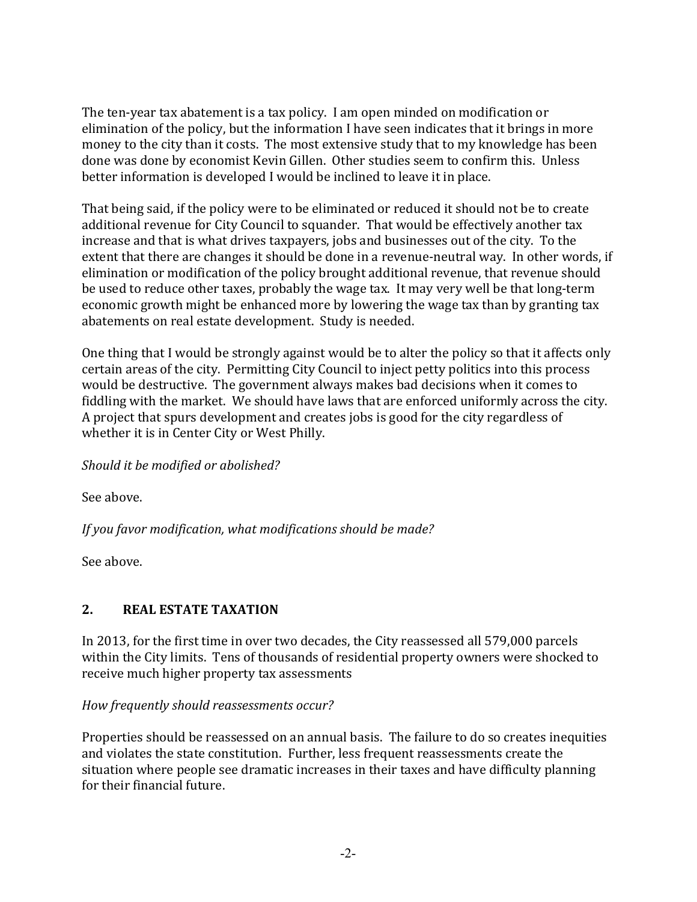The ten-year tax abatement is a tax policy. I am open minded on modification or elimination of the policy, but the information I have seen indicates that it brings in more money to the city than it costs. The most extensive study that to my knowledge has been done was done by economist Kevin Gillen. Other studies seem to confirm this. Unless better information is developed I would be inclined to leave it in place.

That being said, if the policy were to be eliminated or reduced it should not be to create additional revenue for City Council to squander. That would be effectively another tax increase and that is what drives taxpayers, jobs and businesses out of the city. To the extent that there are changes it should be done in a revenue-neutral way. In other words, if elimination or modification of the policy brought additional revenue, that revenue should be used to reduce other taxes, probably the wage tax. It may very well be that long-term economic growth might be enhanced more by lowering the wage tax than by granting tax abatements on real estate development. Study is needed.

One thing that I would be strongly against would be to alter the policy so that it affects only certain areas of the city. Permitting City Council to inject petty politics into this process would be destructive. The government always makes bad decisions when it comes to fiddling with the market. We should have laws that are enforced uniformly across the city. A project that spurs development and creates jobs is good for the city regardless of whether it is in Center City or West Philly.

*Should it be modified or abolished?*

See above.

*If you favor modification, what modifications should be made?*

See above.

## 2. REAL ESTATE TAXATION

In 2013, for the first time in over two decades, the City reassessed all 579,000 parcels within the City limits. Tens of thousands of residential property owners were shocked to receive much higher property tax assessments

*How frequently should reassessments occur?*

Properties should be reassessed on an annual basis. The failure to do so creates inequities and violates the state constitution. Further, less frequent reassessments create the situation where people see dramatic increases in their taxes and have difficulty planning for their financial future.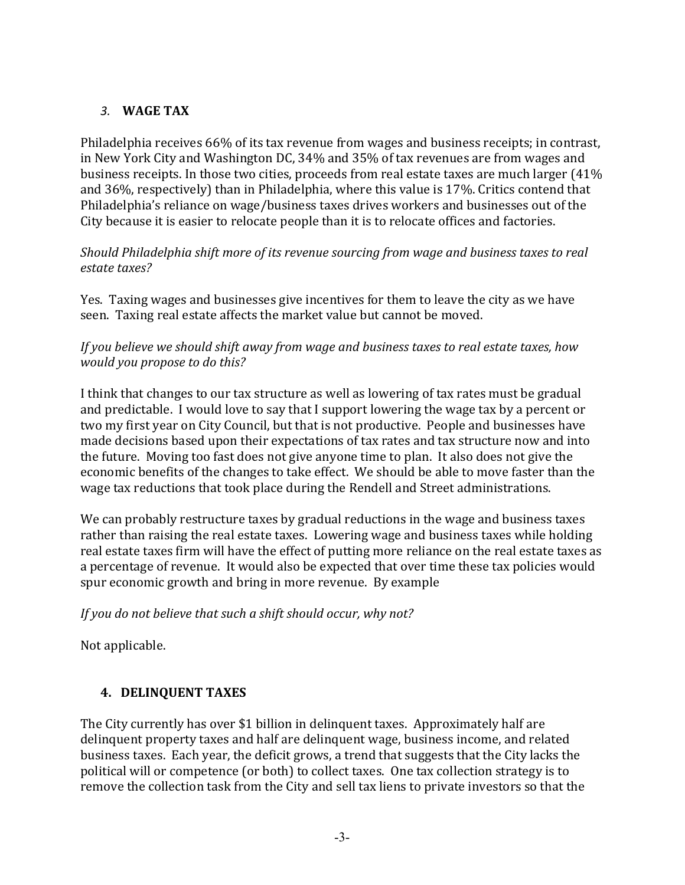### *3.* **WAGE TAX**

Philadelphia receives 66% of its tax revenue from wages and business receipts; in contrast, in New York City and Washington DC, 34% and 35% of tax revenues are from wages and business receipts. In those two cities, proceeds from real estate taxes are much larger (41% and 36%, respectively) than in Philadelphia, where this value is 17%. Critics contend that Philadelphia's reliance on wage/business taxes drives workers and businesses out of the City because it is easier to relocate people than it is to relocate offices and factories.

*Should Philadelphia shift more of its revenue sourcing from wage and business taxes to real estate taxes?*

Yes. Taxing wages and businesses give incentives for them to leave the city as we have seen. Taxing real estate affects the market value but cannot be moved.

*If you believe we should shift away from wage and business taxes to real estate taxes, how would you propose to do this?*

I think that changes to our tax structure as well as lowering of tax rates must be gradual and predictable. I would love to say that I support lowering the wage tax by a percent or two my first year on City Council, but that is not productive. People and businesses have made decisions based upon their expectations of tax rates and tax structure now and into the future. Moving too fast does not give anyone time to plan. It also does not give the economic benefits of the changes to take effect. We should be able to move faster than the wage tax reductions that took place during the Rendell and Street administrations.

We can probably restructure taxes by gradual reductions in the wage and business taxes rather than raising the real estate taxes. Lowering wage and business taxes while holding real estate taxes firm will have the effect of putting more reliance on the real estate taxes as a percentage of revenue. It would also be expected that over time these tax policies would spur economic growth and bring in more revenue. By example

*If you do not believe that such a shift should occur, why not?*

Not applicable.

### **4. DELINQUENT TAXES**

The City currently has over $1 billion in delinquent taxes. Approximately half are delinquent property taxes and half are delinquent wage, business income, and related business taxes. Each year, the deficit grows, a trend that suggests that the City lacks the political will or competence (or both) to collect taxes. One tax collection strategy is to remove the collection task from the City and sell tax liens to private investors so that the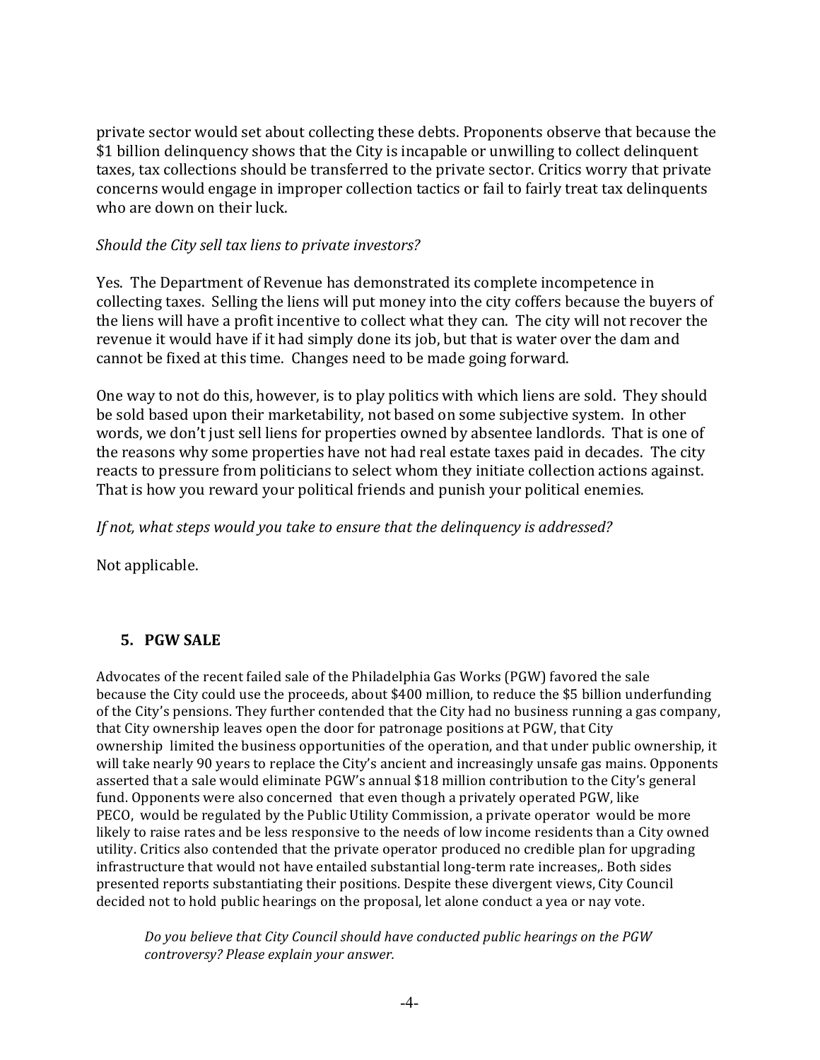private sector would set about collecting these debts. Proponents observe that because the $1 billion delinquency shows that the City is incapable or unwilling to collect delinquent taxes, tax collections should be transferred to the private sector. Critics worry that private concerns would engage in improper collection tactics or fail to fairly treat tax delinquents who are down on their luck.

*Should the City sell tax liens to private investors?*

Yes. The Department of Revenue has demonstrated its complete incompetence in collecting taxes. Selling the liens will put money into the city coffers because the buyers of the liens will have a profit incentive to collect what they can. The city will not recover the revenue it would have if it had simply done its job, but that is water over the dam and cannot be fixed at this time. Changes need to be made going forward.

One way to not do this, however, is to play politics with which liens are sold. They should be sold based upon their marketability, not based on some subjective system. In other words, we don't just sell liens for properties owned by absentee landlords. That is one of the reasons why some properties have not had real estate taxes paid in decades. The city reacts to pressure from politicians to select whom they initiate collection actions against. That is how you reward your political friends and punish your political enemies.

*If not, what steps would you take to ensure that the delinquency is addressed?*

Not applicable.

## 5. PGW SALE

Advocates of the recent failed sale of the Philadelphia Gas Works (PGW) favored the sale because the City could use the proceeds, about $400 million, to reduce the $5 billion underfunding of the City's pensions. They further contended that the City had no business running a gas company, that City ownership leaves open the door for patronage positions at PGW, that City ownership limited the business opportunities of the operation, and that under public ownership, it will take nearly 90 years to replace the City's ancient and increasingly unsafe gas mains. Opponents asserted that a sale would eliminate PGW's annual $18 million contribution to the City's general fund. Opponents were also concerned that even though a privately operated PGW, like PECO, would be regulated by the Public Utility Commission, a private operator would be more likely to raise rates and be less responsive to the needs of low income residents than a City owned utility. Critics also contended that the private operator produced no credible plan for upgrading infrastructure that would not have entailed substantial long-term rate increases,. Both sides presented reports substantiating their positions. Despite these divergent views, City Council decided not to hold public hearings on the proposal, let alone conduct a yea or nay vote.

*Do you believe that City Council should have conducted public hearings on the PGW controversy? Please explain your answer.*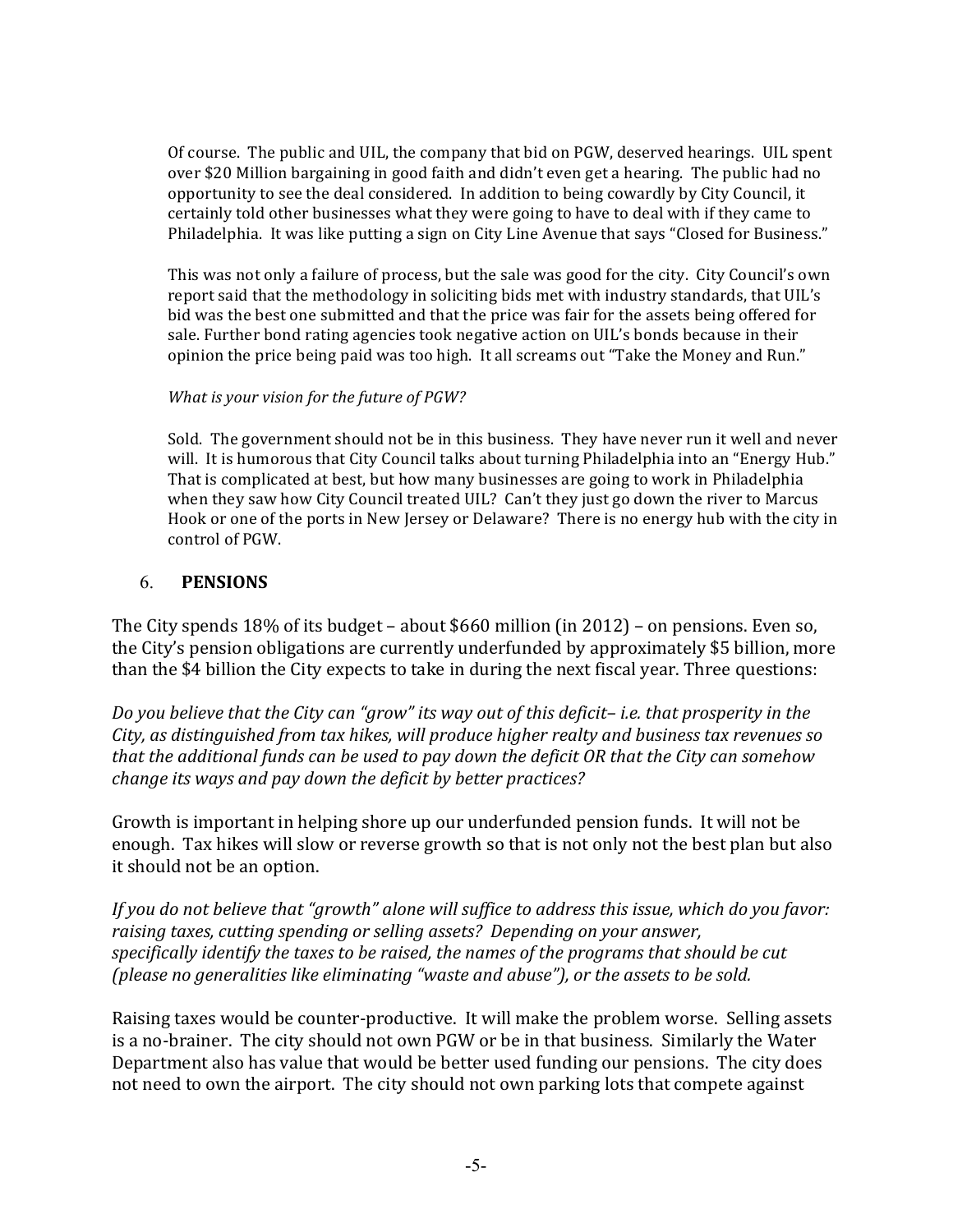Of course. The public and UIL, the company that bid on PGW, deserved hearings. UIL spent over $20 Million bargaining in good faith and didn't even get a hearing. The public had no opportunity to see the deal considered. In addition to being cowardly by City Council, it certainly told other businesses what they were going to have to deal with if they came to Philadelphia. It was like putting a sign on City Line Avenue that says "Closed for Business."

This was not only a failure of process, but the sale was good for the city. City Council's own report said that the methodology in soliciting bids met with industry standards, that UIL's bid was the best one submitted and that the price was fair for the assets being offered for sale. Further bond rating agencies took negative action on UIL's bonds because in their opinion the price being paid was too high. It all screams out "Take the Money and Run."

*What is your vision for the future of PGW?*

Sold. The government should not be in this business. They have never run it well and never will. It is humorous that City Council talks about turning Philadelphia into an "Energy Hub." That is complicated at best, but how many businesses are going to work in Philadelphia when they saw how City Council treated UIL? Can't they just go down the river to Marcus Hook or one of the ports in New Jersey or Delaware? There is no energy hub with the city in control of PGW.

6. **PENSIONS**

The City spends 18% of its budget – about $660 million (in 2012) – on pensions. Even so, the City's pension obligations are currently underfunded by approximately $5 billion, more than the $4 billion the City expects to take in during the next fiscal year. Three questions:

*Do you believe that the City can "grow" its way out of this deficit– i.e. that prosperity in the City, as distinguished from tax hikes, will produce higher realty and business tax revenues so that the additional funds can be used to pay down the deficit OR that the City can somehow change its ways and pay down the deficit by better practices?*

Growth is important in helping shore up our underfunded pension funds. It will not be enough. Tax hikes will slow or reverse growth so that is not only not the best plan but also it should not be an option.

*If you do not believe that "growth" alone will suffice to address this issue, which do you favor: raising taxes, cutting spending or selling assets? Depending on your answer, specifically identify the taxes to be raised, the names of the programs that should be cut (please no generalities like eliminating "waste and abuse"), or the assets to be sold.*

Raising taxes would be counter-productive. It will make the problem worse. Selling assets is a no-brainer. The city should not own PGW or be in that business. Similarly the Water Department also has value that would be better used funding our pensions. The city does not need to own the airport. The city should not own parking lots that compete against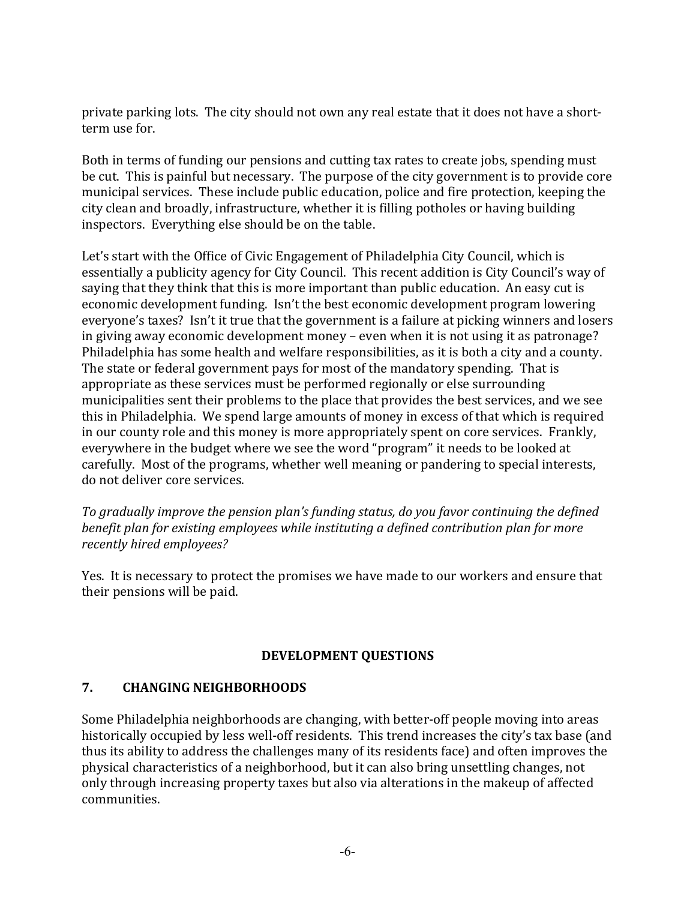private parking lots. The city should not own any real estate that it does not have a short-term use for.

Both in terms of funding our pensions and cutting tax rates to create jobs, spending must be cut. This is painful but necessary. The purpose of the city government is to provide core municipal services. These include public education, police and fire protection, keeping the city clean and broadly, infrastructure, whether it is filling potholes or having building inspectors. Everything else should be on the table.

Let's start with the Office of Civic Engagement of Philadelphia City Council, which is essentially a publicity agency for City Council. This recent addition is City Council's way of saying that they think that this is more important than public education. An easy cut is economic development funding. Isn't the best economic development program lowering everyone's taxes? Isn't it true that the government is a failure at picking winners and losers in giving away economic development money – even when it is not using it as patronage? Philadelphia has some health and welfare responsibilities, as it is both a city and a county. The state or federal government pays for most of the mandatory spending. That is appropriate as these services must be performed regionally or else surrounding municipalities sent their problems to the place that provides the best services, and we see this in Philadelphia. We spend large amounts of money in excess of that which is required in our county role and this money is more appropriately spent on core services. Frankly, everywhere in the budget where we see the word "program" it needs to be looked at carefully. Most of the programs, whether well meaning or pandering to special interests, do not deliver core services.

*To gradually improve the pension plan's funding status, do you favor continuing the defined benefit plan for existing employees while instituting a defined contribution plan for more recently hired employees?*

Yes. It is necessary to protect the promises we have made to our workers and ensure that their pensions will be paid.

## DEVELOPMENT QUESTIONS

### 7. CHANGING NEIGHBORHOODS

Some Philadelphia neighborhoods are changing, with better-off people moving into areas historically occupied by less well-off residents. This trend increases the city's tax base (and thus its ability to address the challenges many of its residents face) and often improves the physical characteristics of a neighborhood, but it can also bring unsettling changes, not only through increasing property taxes but also via alterations in the makeup of affected communities.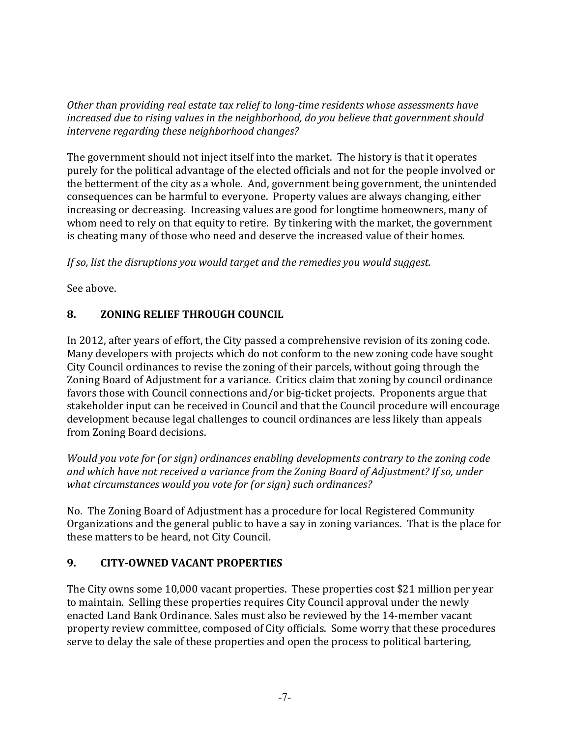*Other than providing real estate tax relief to long-time residents whose assessments have increased due to rising values in the neighborhood, do you believe that government should intervene regarding these neighborhood changes?*

The government should not inject itself into the market. The history is that it operates purely for the political advantage of the elected officials and not for the people involved or the betterment of the city as a whole. And, government being government, the unintended consequences can be harmful to everyone. Property values are always changing, either increasing or decreasing. Increasing values are good for longtime homeowners, many of whom need to rely on that equity to retire. By tinkering with the market, the government is cheating many of those who need and deserve the increased value of their homes.

*If so, list the disruptions you would target and the remedies you would suggest.*

See above.

## 8. ZONING RELIEF THROUGH COUNCIL

In 2012, after years of effort, the City passed a comprehensive revision of its zoning code. Many developers with projects which do not conform to the new zoning code have sought City Council ordinances to revise the zoning of their parcels, without going through the Zoning Board of Adjustment for a variance. Critics claim that zoning by council ordinance favors those with Council connections and/or big-ticket projects. Proponents argue that stakeholder input can be received in Council and that the Council procedure will encourage development because legal challenges to council ordinances are less likely than appeals from Zoning Board decisions.

*Would you vote for (or sign) ordinances enabling developments contrary to the zoning code and which have not received a variance from the Zoning Board of Adjustment? If so, under what circumstances would you vote for (or sign) such ordinances?*

No. The Zoning Board of Adjustment has a procedure for local Registered Community Organizations and the general public to have a say in zoning variances. That is the place for these matters to be heard, not City Council.

## 9. CITY-OWNED VACANT PROPERTIES

The City owns some 10,000 vacant properties. These properties cost $21 million per year to maintain. Selling these properties requires City Council approval under the newly enacted Land Bank Ordinance. Sales must also be reviewed by the 14-member vacant property review committee, composed of City officials. Some worry that these procedures serve to delay the sale of these properties and open the process to political bartering,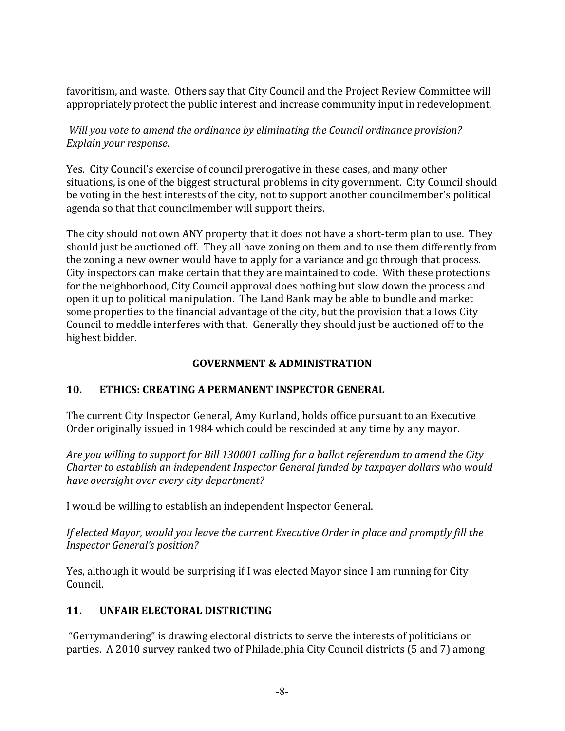favoritism, and waste. Others say that City Council and the Project Review Committee will appropriately protect the public interest and increase community input in redevelopment.

*Will you vote to amend the ordinance by eliminating the Council ordinance provision? Explain your response.*

Yes. City Council's exercise of council prerogative in these cases, and many other situations, is one of the biggest structural problems in city government. City Council should be voting in the best interests of the city, not to support another councilmember's political agenda so that that councilmember will support theirs.

The city should not own ANY property that it does not have a short-term plan to use. They should just be auctioned off. They all have zoning on them and to use them differently from the zoning a new owner would have to apply for a variance and go through that process. City inspectors can make certain that they are maintained to code. With these protections for the neighborhood, City Council approval does nothing but slow down the process and open it up to political manipulation. The Land Bank may be able to bundle and market some properties to the financial advantage of the city, but the provision that allows City Council to meddle interferes with that. Generally they should just be auctioned off to the highest bidder.

## GOVERNMENT & ADMINISTRATION

## 10. ETHICS: CREATING A PERMANENT INSPECTOR GENERAL

The current City Inspector General, Amy Kurland, holds office pursuant to an Executive Order originally issued in 1984 which could be rescinded at any time by any mayor.

*Are you willing to support for Bill 130001 calling for a ballot referendum to amend the City Charter to establish an independent Inspector General funded by taxpayer dollars who would have oversight over every city department?*

I would be willing to establish an independent Inspector General.

*If elected Mayor, would you leave the current Executive Order in place and promptly fill the Inspector General's position?*

Yes, although it would be surprising if I was elected Mayor since I am running for City Council.

## 11. UNFAIR ELECTORAL DISTRICTING

"Gerrymandering" is drawing electoral districts to serve the interests of politicians or parties. A 2010 survey ranked two of Philadelphia City Council districts (5 and 7) among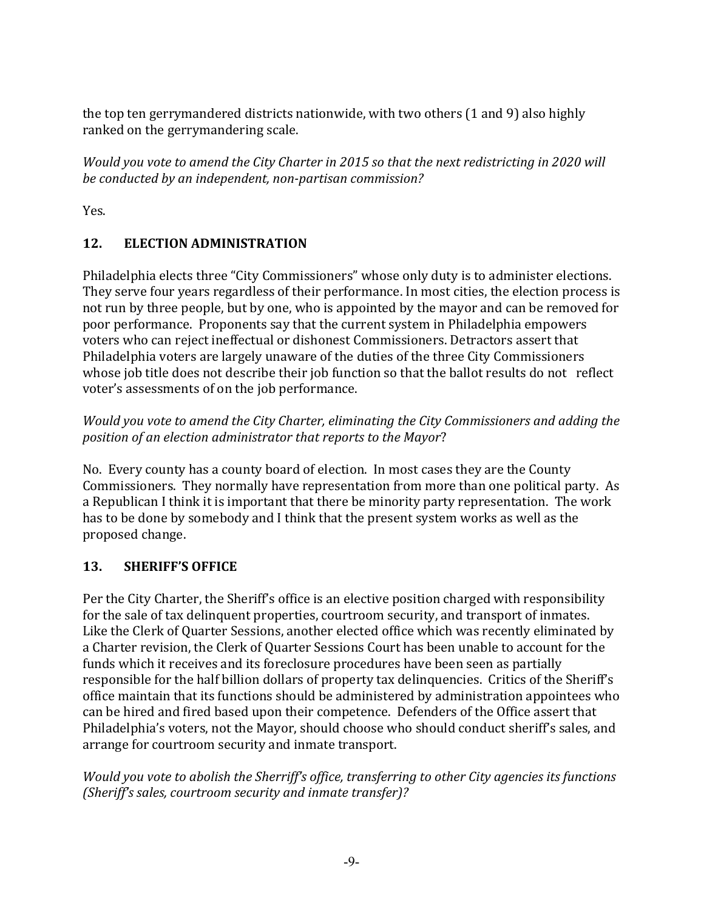the top ten gerrymandered districts nationwide, with two others (1 and 9) also highly ranked on the gerrymandering scale.

*Would you vote to amend the City Charter in 2015 so that the next redistricting in 2020 will be conducted by an independent, non-partisan commission?*

Yes.

## 12. ELECTION ADMINISTRATION

Philadelphia elects three "City Commissioners" whose only duty is to administer elections. They serve four years regardless of their performance. In most cities, the election process is not run by three people, but by one, who is appointed by the mayor and can be removed for poor performance. Proponents say that the current system in Philadelphia empowers voters who can reject ineffectual or dishonest Commissioners. Detractors assert that Philadelphia voters are largely unaware of the duties of the three City Commissioners whose job title does not describe their job function so that the ballot results do not reflect voter's assessments of on the job performance.

*Would you vote to amend the City Charter, eliminating the City Commissioners and adding the position of an election administrator that reports to the Mayor*?

No. Every county has a county board of election. In most cases they are the County Commissioners. They normally have representation from more than one political party. As a Republican I think it is important that there be minority party representation. The work has to be done by somebody and I think that the present system works as well as the proposed change.

## 13. SHERIFF'S OFFICE

Per the City Charter, the Sheriff's office is an elective position charged with responsibility for the sale of tax delinquent properties, courtroom security, and transport of inmates. Like the Clerk of Quarter Sessions, another elected office which was recently eliminated by a Charter revision, the Clerk of Quarter Sessions Court has been unable to account for the funds which it receives and its foreclosure procedures have been seen as partially responsible for the half billion dollars of property tax delinquencies. Critics of the Sheriff's office maintain that its functions should be administered by administration appointees who can be hired and fired based upon their competence. Defenders of the Office assert that Philadelphia's voters, not the Mayor, should choose who should conduct sheriff's sales, and arrange for courtroom security and inmate transport.

*Would you vote to abolish the Sherriff's office, transferring to other City agencies its functions (Sheriff's sales, courtroom security and inmate transfer)?*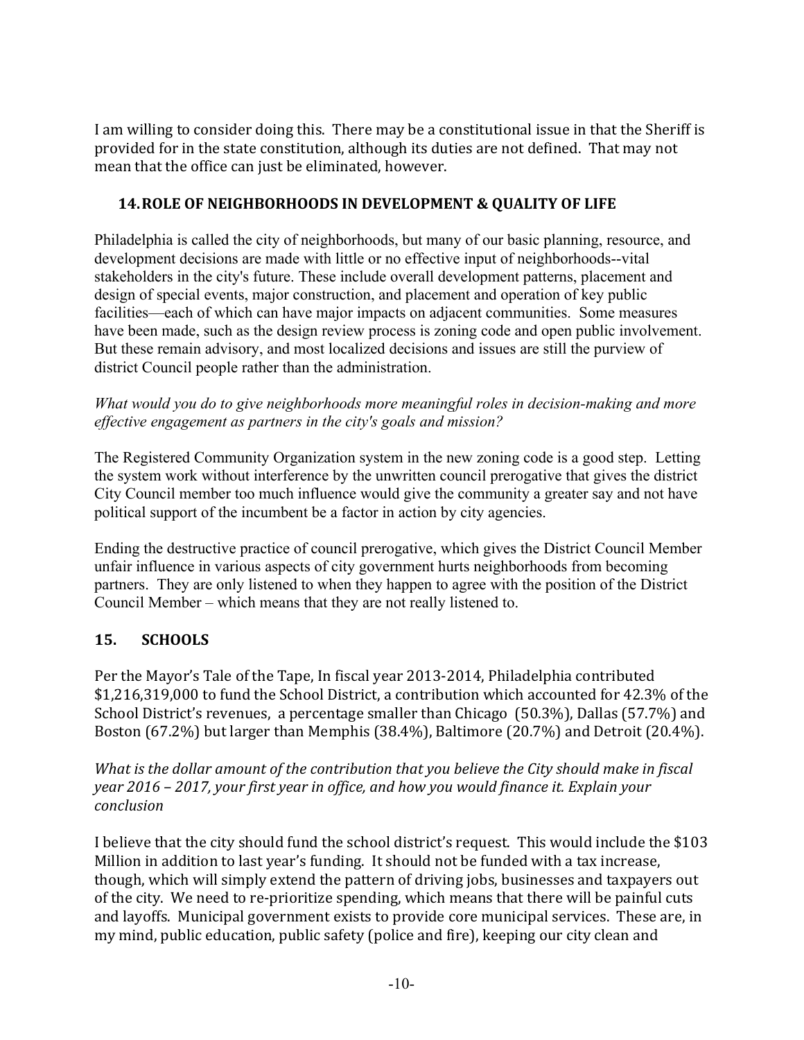I am willing to consider doing this. There may be a constitutional issue in that the Sheriff is provided for in the state constitution, although its duties are not defined. That may not mean that the office can just be eliminated, however.

## 14. ROLE OF NEIGHBORHOODS IN DEVELOPMENT & QUALITY OF LIFE

Philadelphia is called the city of neighborhoods, but many of our basic planning, resource, and development decisions are made with little or no effective input of neighborhoods--vital stakeholders in the city's future. These include overall development patterns, placement and design of special events, major construction, and placement and operation of key public facilities—each of which can have major impacts on adjacent communities. Some measures have been made, such as the design review process is zoning code and open public involvement. But these remain advisory, and most localized decisions and issues are still the purview of district Council people rather than the administration.

*What would you do to give neighborhoods more meaningful roles in decision-making and more effective engagement as partners in the city's goals and mission?*

The Registered Community Organization system in the new zoning code is a good step. Letting the system work without interference by the unwritten council prerogative that gives the district City Council member too much influence would give the community a greater say and not have political support of the incumbent be a factor in action by city agencies.

Ending the destructive practice of council prerogative, which gives the District Council Member unfair influence in various aspects of city government hurts neighborhoods from becoming partners. They are only listened to when they happen to agree with the position of the District Council Member – which means that they are not really listened to.

## 15. SCHOOLS

Per the Mayor's Tale of the Tape, In fiscal year 2013-2014, Philadelphia contributed $1,216,319,000 to fund the School District, a contribution which accounted for 42.3% of the School District's revenues, a percentage smaller than Chicago (50.3%), Dallas (57.7%) and Boston (67.2%) but larger than Memphis (38.4%), Baltimore (20.7%) and Detroit (20.4%).

*What is the dollar amount of the contribution that you believe the City should make in fiscal year 2016 – 2017, your first year in office, and how you would finance it. Explain your conclusion*

I believe that the city should fund the school district's request. This would include the $103 Million in addition to last year's funding. It should not be funded with a tax increase, though, which will simply extend the pattern of driving jobs, businesses and taxpayers out of the city. We need to re-prioritize spending, which means that there will be painful cuts and layoffs. Municipal government exists to provide core municipal services. These are, in my mind, public education, public safety (police and fire), keeping our city clean and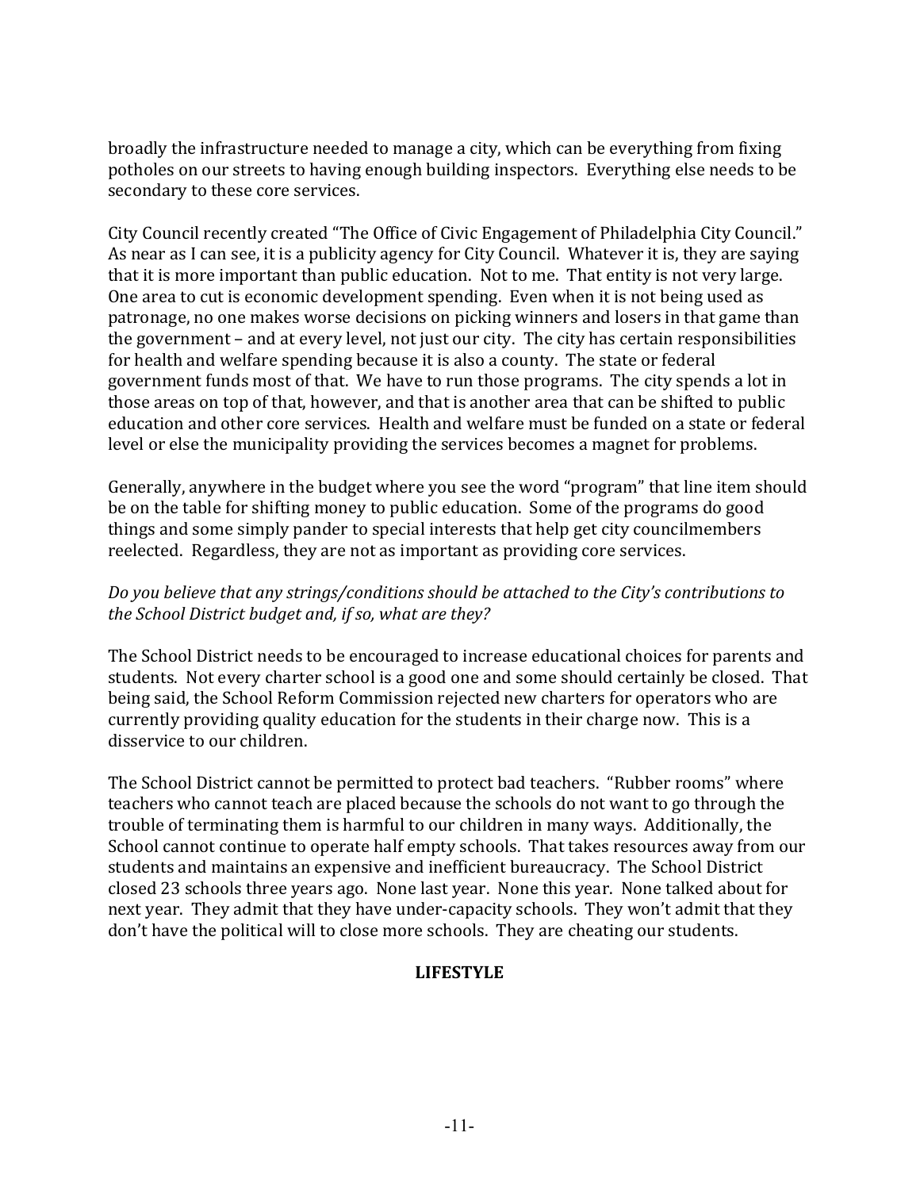broadly the infrastructure needed to manage a city, which can be everything from fixing potholes on our streets to having enough building inspectors. Everything else needs to be secondary to these core services.

City Council recently created "The Office of Civic Engagement of Philadelphia City Council." As near as I can see, it is a publicity agency for City Council. Whatever it is, they are saying that it is more important than public education. Not to me. That entity is not very large. One area to cut is economic development spending. Even when it is not being used as patronage, no one makes worse decisions on picking winners and losers in that game than the government – and at every level, not just our city. The city has certain responsibilities for health and welfare spending because it is also a county. The state or federal government funds most of that. We have to run those programs. The city spends a lot in those areas on top of that, however, and that is another area that can be shifted to public education and other core services. Health and welfare must be funded on a state or federal level or else the municipality providing the services becomes a magnet for problems.

Generally, anywhere in the budget where you see the word "program" that line item should be on the table for shifting money to public education. Some of the programs do good things and some simply pander to special interests that help get city councilmembers reelected. Regardless, they are not as important as providing core services.

*Do you believe that any strings/conditions should be attached to the City's contributions to the School District budget and, if so, what are they?*

The School District needs to be encouraged to increase educational choices for parents and students. Not every charter school is a good one and some should certainly be closed. That being said, the School Reform Commission rejected new charters for operators who are currently providing quality education for the students in their charge now. This is a disservice to our children.

The School District cannot be permitted to protect bad teachers. "Rubber rooms" where teachers who cannot teach are placed because the schools do not want to go through the trouble of terminating them is harmful to our children in many ways. Additionally, the School cannot continue to operate half empty schools. That takes resources away from our students and maintains an expensive and inefficient bureaucracy. The School District closed 23 schools three years ago. None last year. None this year. None talked about for next year. They admit that they have under-capacity schools. They won't admit that they don't have the political will to close more schools. They are cheating our students.

## LIFESTYLE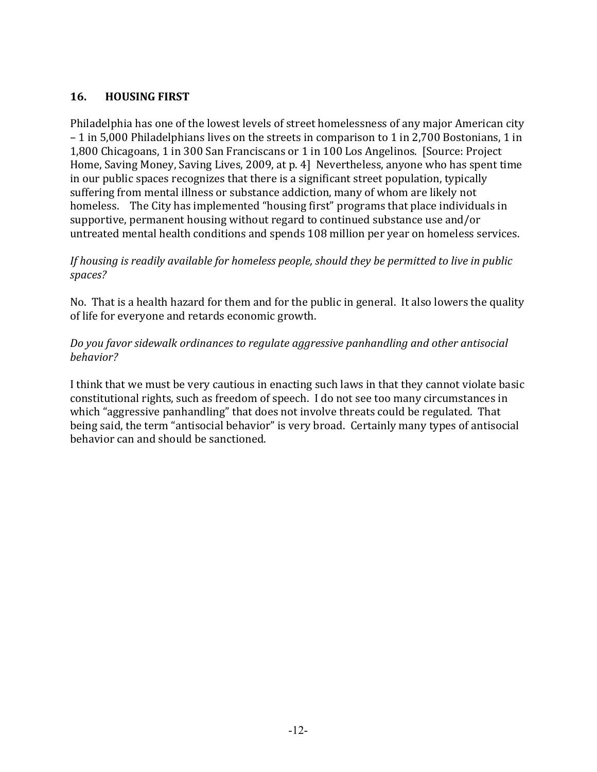## 16. HOUSING FIRST

Philadelphia has one of the lowest levels of street homelessness of any major American city – 1 in 5,000 Philadelphians lives on the streets in comparison to 1 in 2,700 Bostonians, 1 in 1,800 Chicagoans, 1 in 300 San Franciscans or 1 in 100 Los Angelinos. [Source: Project Home, Saving Money, Saving Lives, 2009, at p. 4] Nevertheless, anyone who has spent time in our public spaces recognizes that there is a significant street population, typically suffering from mental illness or substance addiction, many of whom are likely not homeless. The City has implemented "housing first" programs that place individuals in supportive, permanent housing without regard to continued substance use and/or untreated mental health conditions and spends 108 million per year on homeless services.

*If housing is readily available for homeless people, should they be permitted to live in public spaces?*

No. That is a health hazard for them and for the public in general. It also lowers the quality of life for everyone and retards economic growth.

*Do you favor sidewalk ordinances to regulate aggressive panhandling and other antisocial behavior?*

I think that we must be very cautious in enacting such laws in that they cannot violate basic constitutional rights, such as freedom of speech. I do not see too many circumstances in which "aggressive panhandling" that does not involve threats could be regulated. That being said, the term "antisocial behavior" is very broad. Certainly many types of antisocial behavior can and should be sanctioned.